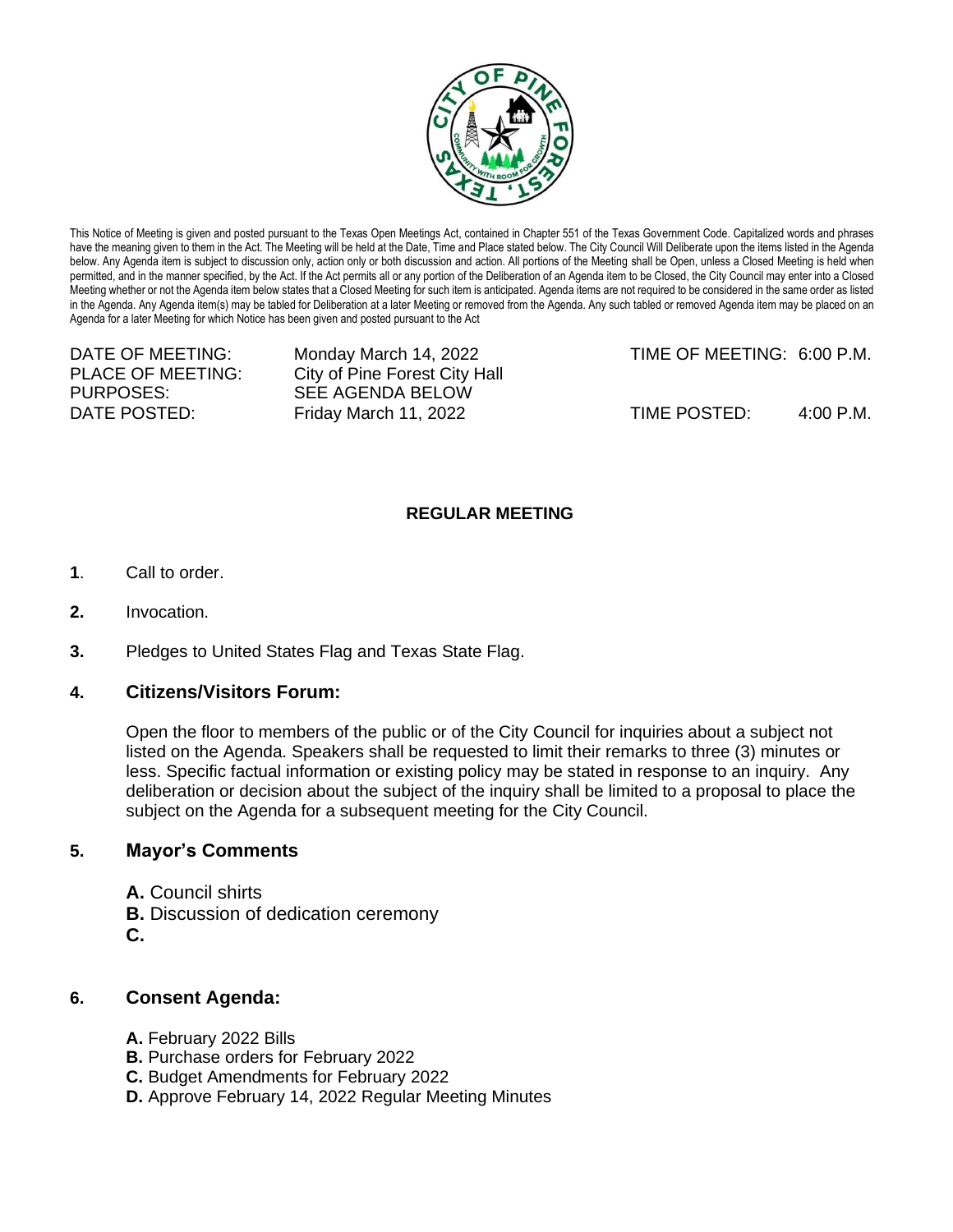This Notice of Meeting is given and posted pursuant to the Texas Open Meetings Act, contained in Chapter 551 of the Texas Government Code. Capitalized words and phrases have the meaning given to them in the Act. The Meeting will be held at the Date, Time and Place stated below. The City Council Will Deliberate upon the items listed in the Agenda below. Any Agenda item is subject to discussion only, action only or both discussion and action. All portions of the Meeting shall be Open, unless a Closed Meeting is held when permitted, and in the manner specified, by the Act. If the Act permits all or any portion of the Deliberation of an Agenda item to be Closed, the City Council may enter into a Closed Meeting whether or not the Agenda item below states that a Closed Meeting for such item is anticipated. Agenda items are not required to be considered in the same order as listed in the Agenda. Any Agenda item(s) may be tabled for Deliberation at a later Meeting or removed from the Agenda. Any such tabled or removed Agenda item may be placed on an Agenda for a later Meeting for which Notice has been given and posted pursuant to the Act

DATE OF MEETING: Monday March 14, 2022 TIME OF MEETING: 6:00 P.M.
PLACE OF MEETING: City of Pine Forest City Hall
PURPOSES: SEE AGENDA BELOW
DATE POSTED: Friday March 11, 2022 TIME POSTED: 4:00 P.M.

**REGULAR MEETING**

**1**. Call to order.

**2.** Invocation.

**3.** Pledges to United States Flag and Texas State Flag.

## 4. Citizens/Visitors Forum:

Open the floor to members of the public or of the City Council for inquiries about a subject not listed on the Agenda. Speakers shall be requested to limit their remarks to three (3) minutes or less. Specific factual information or existing policy may be stated in response to an inquiry. Any deliberation or decision about the subject of the inquiry shall be limited to a proposal to place the subject on the Agenda for a subsequent meeting for the City Council.

## 5. Mayor's Comments

**A.** Council shirts
**B.** Discussion of dedication ceremony
**C.**

## 6. Consent Agenda:

**A.** February 2022 Bills
**B.** Purchase orders for February 2022
**C.** Budget Amendments for February 2022
**D.** Approve February 14, 2022 Regular Meeting Minutes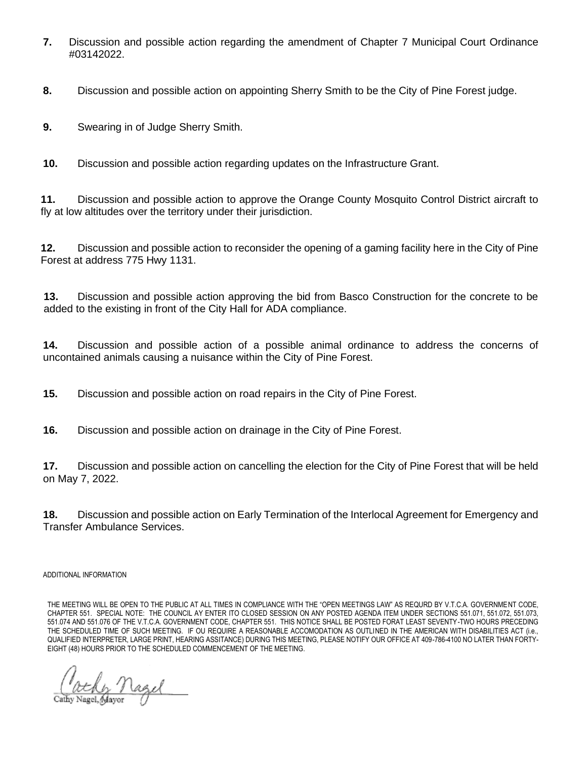**7.** Discussion and possible action regarding the amendment of Chapter 7 Municipal Court Ordinance #03142022.

**8.** Discussion and possible action on appointing Sherry Smith to be the City of Pine Forest judge.

**9.** Swearing in of Judge Sherry Smith.

**10.** Discussion and possible action regarding updates on the Infrastructure Grant.

**11.** Discussion and possible action to approve the Orange County Mosquito Control District aircraft to fly at low altitudes over the territory under their jurisdiction.

**12.** Discussion and possible action to reconsider the opening of a gaming facility here in the City of Pine Forest at address 775 Hwy 1131.

**13.** Discussion and possible action approving the bid from Basco Construction for the concrete to be added to the existing in front of the City Hall for ADA compliance.

**14.** Discussion and possible action of a possible animal ordinance to address the concerns of uncontained animals causing a nuisance within the City of Pine Forest.

**15.** Discussion and possible action on road repairs in the City of Pine Forest.

**16.** Discussion and possible action on drainage in the City of Pine Forest.

**17.** Discussion and possible action on cancelling the election for the City of Pine Forest that will be held on May 7, 2022.

**18.** Discussion and possible action on Early Termination of the Interlocal Agreement for Emergency and Transfer Ambulance Services.

ADDITIONAL INFORMATION

THE MEETING WILL BE OPEN TO THE PUBLIC AT ALL TIMES IN COMPLIANCE WITH THE "OPEN MEETINGS LAW" AS REQURD BY V.T.C.A. GOVERNMENT CODE, CHAPTER 551. SPECIAL NOTE: THE COUNCIL AY ENTER ITO CLOSED SESSION ON ANY POSTED AGENDA ITEM UNDER SECTIONS 551.071, 551.072, 551.073, 551.074 AND 551.076 OF THE V.T.C.A. GOVERNMENT CODE, CHAPTER 551. THIS NOTICE SHALL BE POSTED FORAT LEAST SEVENTY-TWO HOURS PRECEDING THE SCHEDULED TIME OF SUCH MEETING. IF OU REQUIRE A REASONABLE ACCOMODATION AS OUTLINED IN THE AMERICAN WITH DISABILITIES ACT (i.e., QUALIFIED INTERPRETER, LARGE PRINT, HEARING ASSITANCE) DURING THIS MEETING, PLEASE NOTIFY OUR OFFICE AT 409-786-4100 NO LATER THAN FORTY-EIGHT (48) HOURS PRIOR TO THE SCHEDULED COMMENCEMENT OF THE MEETING.

Cathy Nagel

Cathy Nagel, Mayor